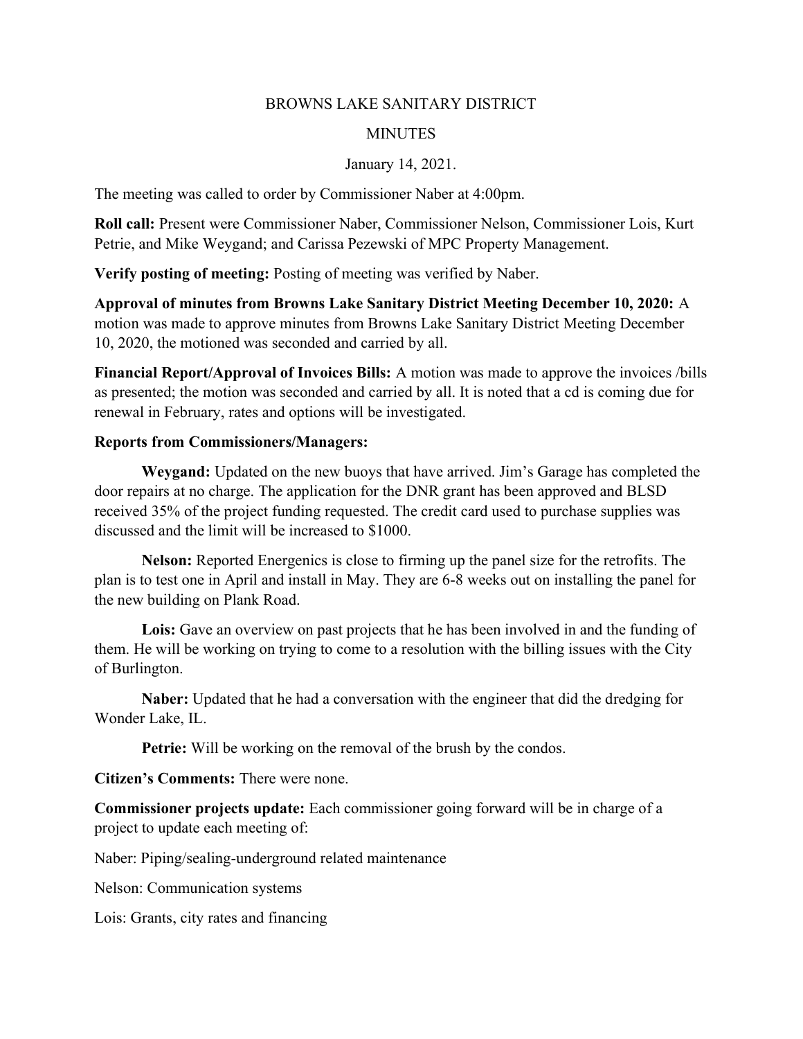# BROWNS LAKE SANITARY DISTRICT

## MINUTES

January 14, 2021.

The meeting was called to order by Commissioner Naber at 4:00pm.

**Roll call:** Present were Commissioner Naber, Commissioner Nelson, Commissioner Lois, Kurt Petrie, and Mike Weygand; and Carissa Pezewski of MPC Property Management.

**Verify posting of meeting:** Posting of meeting was verified by Naber.

**Approval of minutes from Browns Lake Sanitary District Meeting December 10, 2020:** A motion was made to approve minutes from Browns Lake Sanitary District Meeting December 10, 2020, the motioned was seconded and carried by all.

**Financial Report/Approval of Invoices Bills:** A motion was made to approve the invoices /bills as presented; the motion was seconded and carried by all. It is noted that a cd is coming due for renewal in February, rates and options will be investigated.

**Reports from Commissioners/Managers:**

**Weygand:** Updated on the new buoys that have arrived. Jim's Garage has completed the door repairs at no charge. The application for the DNR grant has been approved and BLSD received 35% of the project funding requested. The credit card used to purchase supplies was discussed and the limit will be increased to $1000.

**Nelson:** Reported Energenics is close to firming up the panel size for the retrofits. The plan is to test one in April and install in May. They are 6-8 weeks out on installing the panel for the new building on Plank Road.

**Lois:** Gave an overview on past projects that he has been involved in and the funding of them. He will be working on trying to come to a resolution with the billing issues with the City of Burlington.

**Naber:** Updated that he had a conversation with the engineer that did the dredging for Wonder Lake, IL.

**Petrie:** Will be working on the removal of the brush by the condos.

**Citizen's Comments:** There were none.

**Commissioner projects update:** Each commissioner going forward will be in charge of a project to update each meeting of:

Naber: Piping/sealing-underground related maintenance

Nelson: Communication systems

Lois: Grants, city rates and financing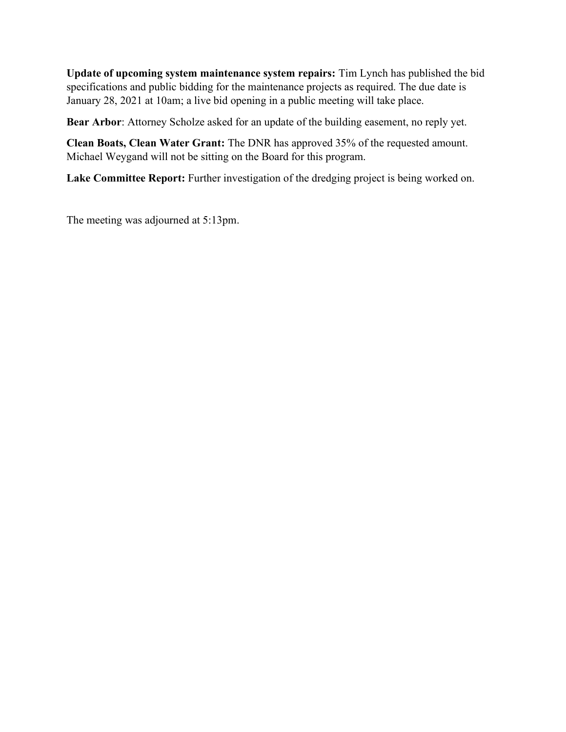**Update of upcoming system maintenance system repairs:** Tim Lynch has published the bid specifications and public bidding for the maintenance projects as required. The due date is January 28, 2021 at 10am; a live bid opening in a public meeting will take place.

**Bear Arbor**: Attorney Scholze asked for an update of the building easement, no reply yet.

**Clean Boats, Clean Water Grant:** The DNR has approved 35% of the requested amount. Michael Weygand will not be sitting on the Board for this program.

**Lake Committee Report:** Further investigation of the dredging project is being worked on.

The meeting was adjourned at 5:13pm.